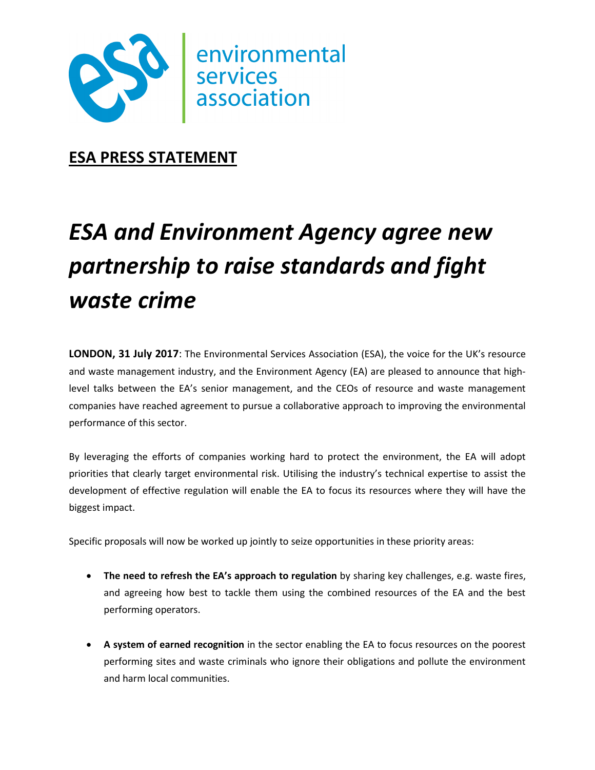environmental services association

**ESA PRESS STATEMENT**

# *ESA and Environment Agency agree new partnership to raise standards and fight waste crime*

**LONDON, 31 July 2017**: The Environmental Services Association (ESA), the voice for the UK's resource and waste management industry, and the Environment Agency (EA) are pleased to announce that high-level talks between the EA's senior management, and the CEOs of resource and waste management companies have reached agreement to pursue a collaborative approach to improving the environmental performance of this sector.

By leveraging the efforts of companies working hard to protect the environment, the EA will adopt priorities that clearly target environmental risk. Utilising the industry's technical expertise to assist the development of effective regulation will enable the EA to focus its resources where they will have the biggest impact.

Specific proposals will now be worked up jointly to seize opportunities in these priority areas:

- **The need to refresh the EA's approach to regulation** by sharing key challenges, e.g. waste fires, and agreeing how best to tackle them using the combined resources of the EA and the best performing operators.
- **A system of earned recognition** in the sector enabling the EA to focus resources on the poorest performing sites and waste criminals who ignore their obligations and pollute the environment and harm local communities.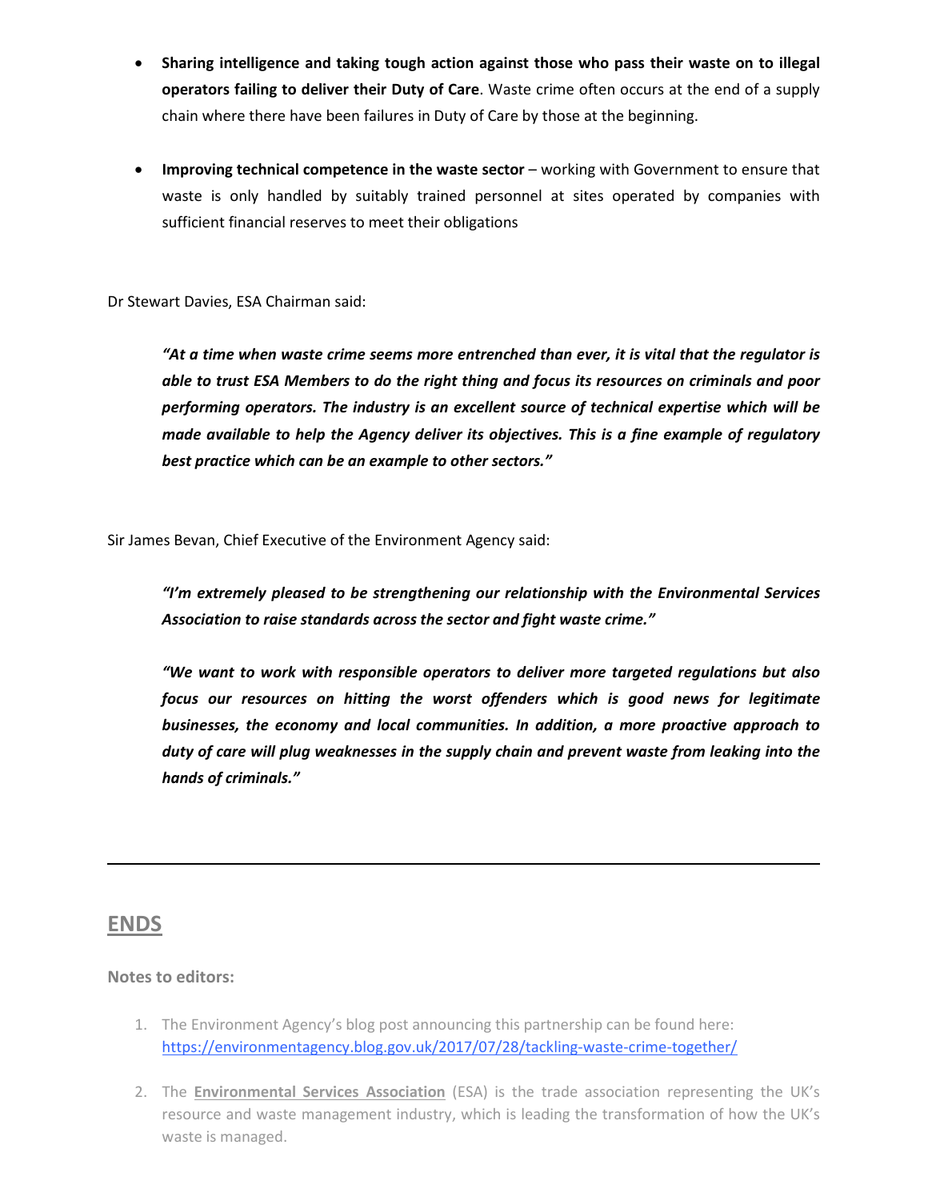- **Sharing intelligence and taking tough action against those who pass their waste on to illegal operators failing to deliver their Duty of Care**. Waste crime often occurs at the end of a supply chain where there have been failures in Duty of Care by those at the beginning.

- **Improving technical competence in the waste sector** – working with Government to ensure that waste is only handled by suitably trained personnel at sites operated by companies with sufficient financial reserves to meet their obligations

Dr Stewart Davies, ESA Chairman said:

> ***"At a time when waste crime seems more entrenched than ever, it is vital that the regulator is able to trust ESA Members to do the right thing and focus its resources on criminals and poor performing operators. The industry is an excellent source of technical expertise which will be made available to help the Agency deliver its objectives. This is a fine example of regulatory best practice which can be an example to other sectors."***

Sir James Bevan, Chief Executive of the Environment Agency said:

> ***"I'm extremely pleased to be strengthening our relationship with the Environmental Services Association to raise standards across the sector and fight waste crime."***
>
> ***"We want to work with responsible operators to deliver more targeted regulations but also focus our resources on hitting the worst offenders which is good news for legitimate businesses, the economy and local communities. In addition, a more proactive approach to duty of care will plug weaknesses in the supply chain and prevent waste from leaking into the hands of criminals."***

---

## ENDS

**Notes to editors:**

1. The Environment Agency's blog post announcing this partnership can be found here: https://environmentagency.blog.gov.uk/2017/07/28/tackling-waste-crime-together/

2. The **Environmental Services Association** (ESA) is the trade association representing the UK's resource and waste management industry, which is leading the transformation of how the UK's waste is managed.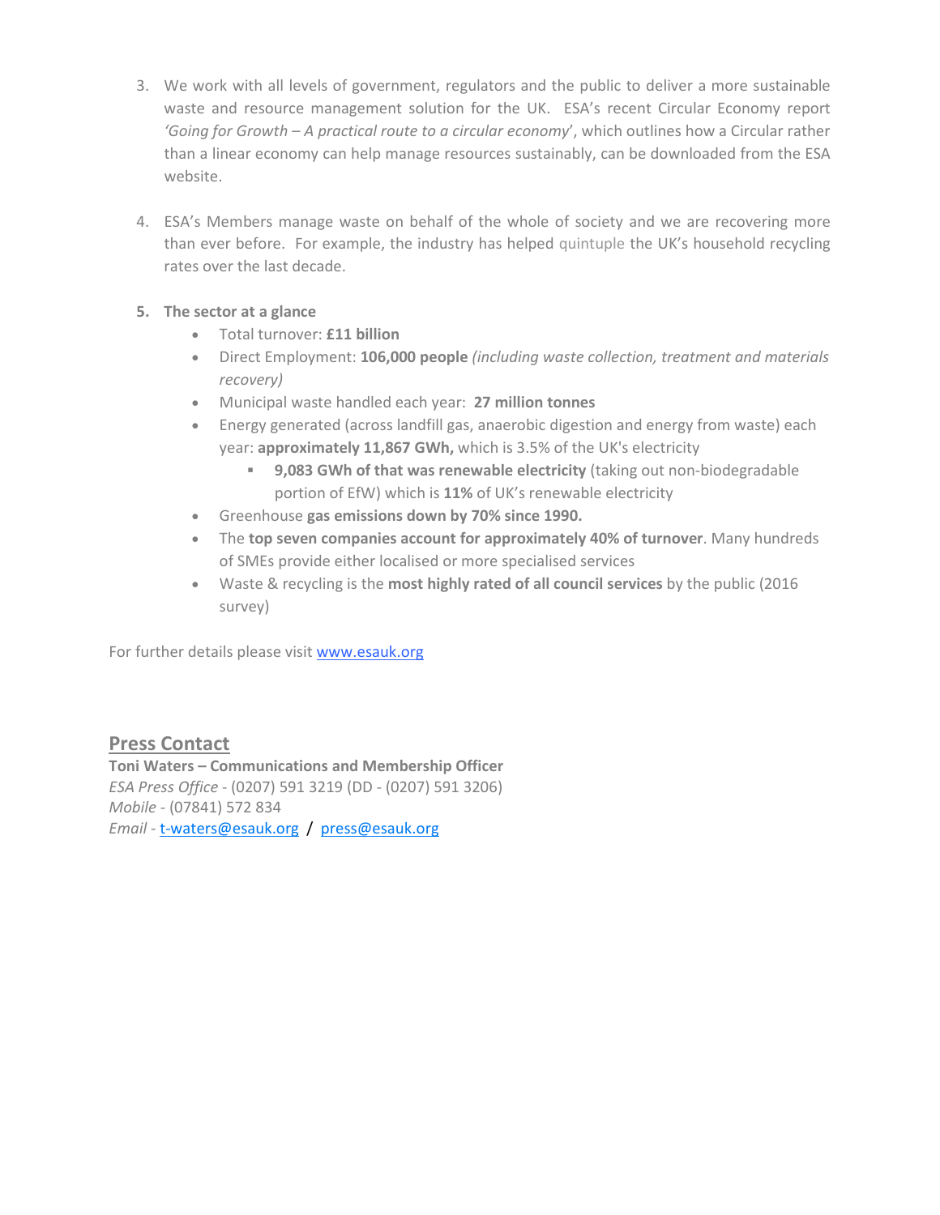3. We work with all levels of government, regulators and the public to deliver a more sustainable waste and resource management solution for the UK. ESA's recent Circular Economy report *'Going for Growth – A practical route to a circular economy*', which outlines how a Circular rather than a linear economy can help manage resources sustainably, can be downloaded from the ESA website.

4. ESA's Members manage waste on behalf of the whole of society and we are recovering more than ever before. For example, the industry has helped quintuple the UK's household recycling rates over the last decade.

5. **The sector at a glance**
   - Total turnover: **£11 billion**
   - Direct Employment: **106,000 people** *(including waste collection, treatment and materials recovery)*
   - Municipal waste handled each year: **27 million tonnes**
   - Energy generated (across landfill gas, anaerobic digestion and energy from waste) each year: **approximately 11,867 GWh,** which is 3.5% of the UK's electricity
     - **9,083 GWh of that was renewable electricity** (taking out non-biodegradable portion of EfW) which is **11%** of UK's renewable electricity
   - Greenhouse **gas emissions down by 70% since 1990.**
   - The **top seven companies account for approximately 40% of turnover**. Many hundreds of SMEs provide either localised or more specialised services
   - Waste & recycling is the **most highly rated of all council services** by the public (2016 survey)

For further details please visit www.esauk.org

## Press Contact

**Toni Waters – Communications and Membership Officer**
*ESA Press Office* - (0207) 591 3219 (DD - (0207) 591 3206)
*Mobile* - (07841) 572 834
*Email* - t-waters@esauk.org / press@esauk.org